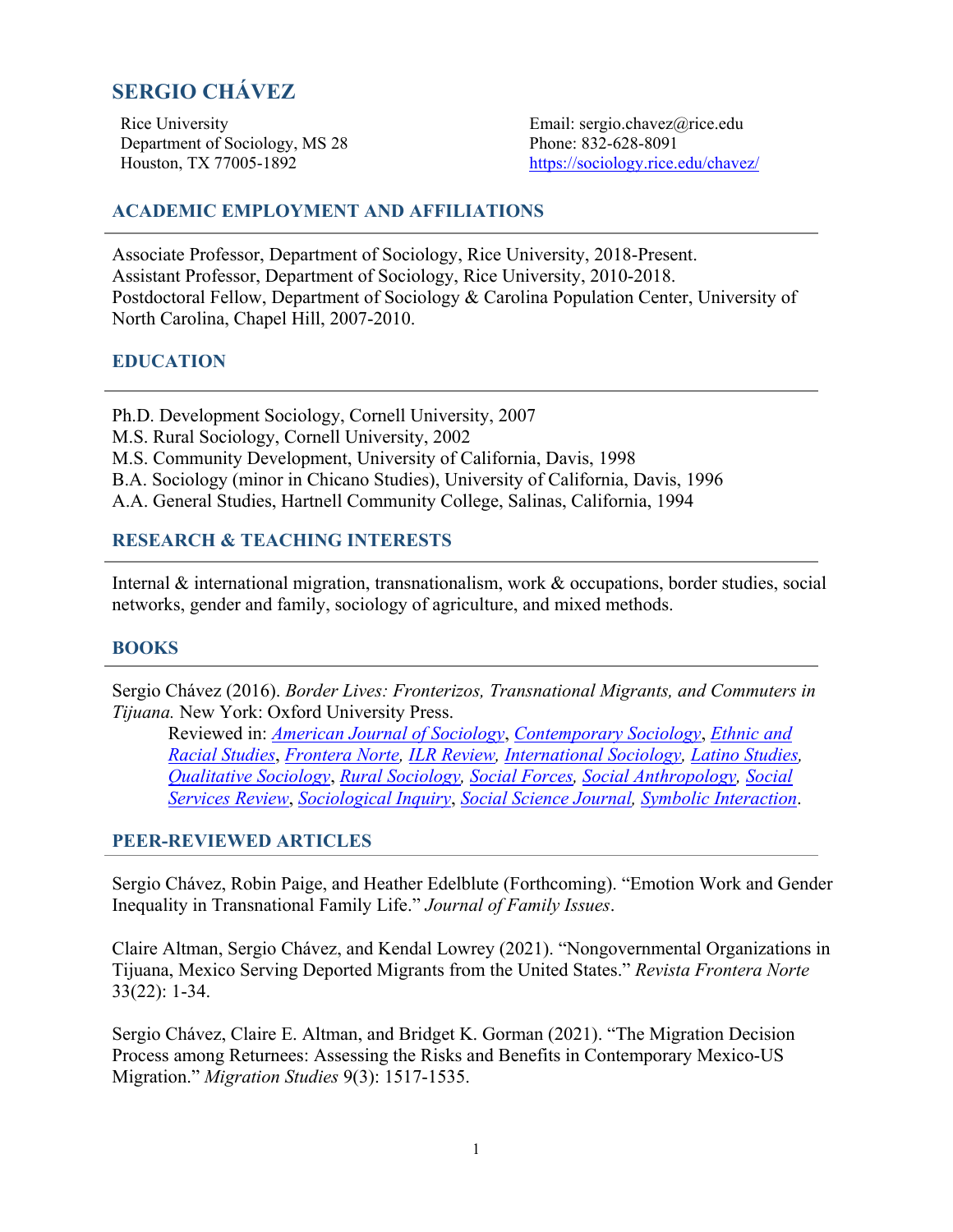# SERGIO CHÁVEZ

Rice University
Department of Sociology, MS 28
Houston, TX 77005-1892

Email: sergio.chavez@rice.edu
Phone: 832-628-8091
https://sociology.rice.edu/chavez/

## ACADEMIC EMPLOYMENT AND AFFILIATIONS

Associate Professor, Department of Sociology, Rice University, 2018-Present.
Assistant Professor, Department of Sociology, Rice University, 2010-2018.
Postdoctoral Fellow, Department of Sociology & Carolina Population Center, University of North Carolina, Chapel Hill, 2007-2010.

## EDUCATION

Ph.D. Development Sociology, Cornell University, 2007
M.S. Rural Sociology, Cornell University, 2002
M.S. Community Development, University of California, Davis, 1998
B.A. Sociology (minor in Chicano Studies), University of California, Davis, 1996
A.A. General Studies, Hartnell Community College, Salinas, California, 1994

## RESEARCH & TEACHING INTERESTS

Internal & international migration, transnationalism, work & occupations, border studies, social networks, gender and family, sociology of agriculture, and mixed methods.

## BOOKS

Sergio Chávez (2016). *Border Lives: Fronterizos, Transnational Migrants, and Commuters in Tijuana.* New York: Oxford University Press.

> Reviewed in: *American Journal of Sociology*, *Contemporary Sociology*, *Ethnic and Racial Studies*, *Frontera Norte*, *ILR Review*, *International Sociology*, *Latino Studies*, *Qualitative Sociology*, *Rural Sociology*, *Social Forces*, *Social Anthropology*, *Social Services Review*, *Sociological Inquiry*, *Social Science Journal*, *Symbolic Interaction*.

## PEER-REVIEWED ARTICLES

Sergio Chávez, Robin Paige, and Heather Edelblute (Forthcoming). "Emotion Work and Gender Inequality in Transnational Family Life." *Journal of Family Issues*.

Claire Altman, Sergio Chávez, and Kendal Lowrey (2021). "Nongovernmental Organizations in Tijuana, Mexico Serving Deported Migrants from the United States." *Revista Frontera Norte* 33(22): 1-34.

Sergio Chávez, Claire E. Altman, and Bridget K. Gorman (2021). "The Migration Decision Process among Returnees: Assessing the Risks and Benefits in Contemporary Mexico-US Migration." *Migration Studies* 9(3): 1517-1535.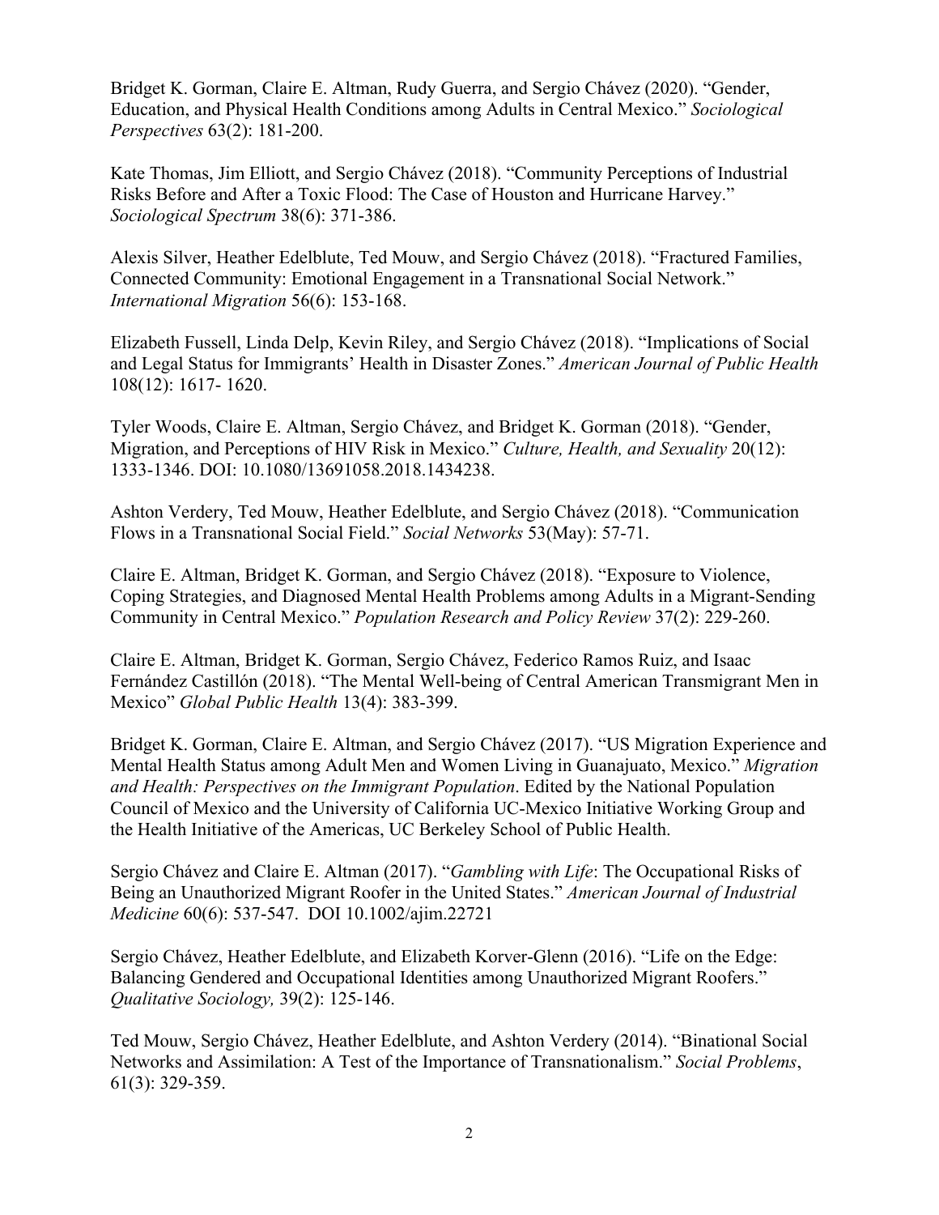Bridget K. Gorman, Claire E. Altman, Rudy Guerra, and Sergio Chávez (2020). "Gender, Education, and Physical Health Conditions among Adults in Central Mexico." *Sociological Perspectives* 63(2): 181-200.

Kate Thomas, Jim Elliott, and Sergio Chávez (2018). "Community Perceptions of Industrial Risks Before and After a Toxic Flood: The Case of Houston and Hurricane Harvey." *Sociological Spectrum* 38(6): 371-386.

Alexis Silver, Heather Edelblute, Ted Mouw, and Sergio Chávez (2018). "Fractured Families, Connected Community: Emotional Engagement in a Transnational Social Network." *International Migration* 56(6): 153-168.

Elizabeth Fussell, Linda Delp, Kevin Riley, and Sergio Chávez (2018). "Implications of Social and Legal Status for Immigrants' Health in Disaster Zones." *American Journal of Public Health* 108(12): 1617- 1620.

Tyler Woods, Claire E. Altman, Sergio Chávez, and Bridget K. Gorman (2018). "Gender, Migration, and Perceptions of HIV Risk in Mexico." *Culture, Health, and Sexuality* 20(12): 1333-1346. DOI: 10.1080/13691058.2018.1434238.

Ashton Verdery, Ted Mouw, Heather Edelblute, and Sergio Chávez (2018). "Communication Flows in a Transnational Social Field." *Social Networks* 53(May): 57-71.

Claire E. Altman, Bridget K. Gorman, and Sergio Chávez (2018). "Exposure to Violence, Coping Strategies, and Diagnosed Mental Health Problems among Adults in a Migrant-Sending Community in Central Mexico." *Population Research and Policy Review* 37(2): 229-260.

Claire E. Altman, Bridget K. Gorman, Sergio Chávez, Federico Ramos Ruiz, and Isaac Fernández Castillón (2018). "The Mental Well-being of Central American Transmigrant Men in Mexico" *Global Public Health* 13(4): 383-399.

Bridget K. Gorman, Claire E. Altman, and Sergio Chávez (2017). "US Migration Experience and Mental Health Status among Adult Men and Women Living in Guanajuato, Mexico." *Migration and Health: Perspectives on the Immigrant Population*. Edited by the National Population Council of Mexico and the University of California UC-Mexico Initiative Working Group and the Health Initiative of the Americas, UC Berkeley School of Public Health.

Sergio Chávez and Claire E. Altman (2017). "*Gambling with Life*: The Occupational Risks of Being an Unauthorized Migrant Roofer in the United States." *American Journal of Industrial Medicine* 60(6): 537-547. DOI 10.1002/ajim.22721

Sergio Chávez, Heather Edelblute, and Elizabeth Korver-Glenn (2016). "Life on the Edge: Balancing Gendered and Occupational Identities among Unauthorized Migrant Roofers." *Qualitative Sociology,* 39(2): 125-146.

Ted Mouw, Sergio Chávez, Heather Edelblute, and Ashton Verdery (2014). "Binational Social Networks and Assimilation: A Test of the Importance of Transnationalism." *Social Problems*, 61(3): 329-359.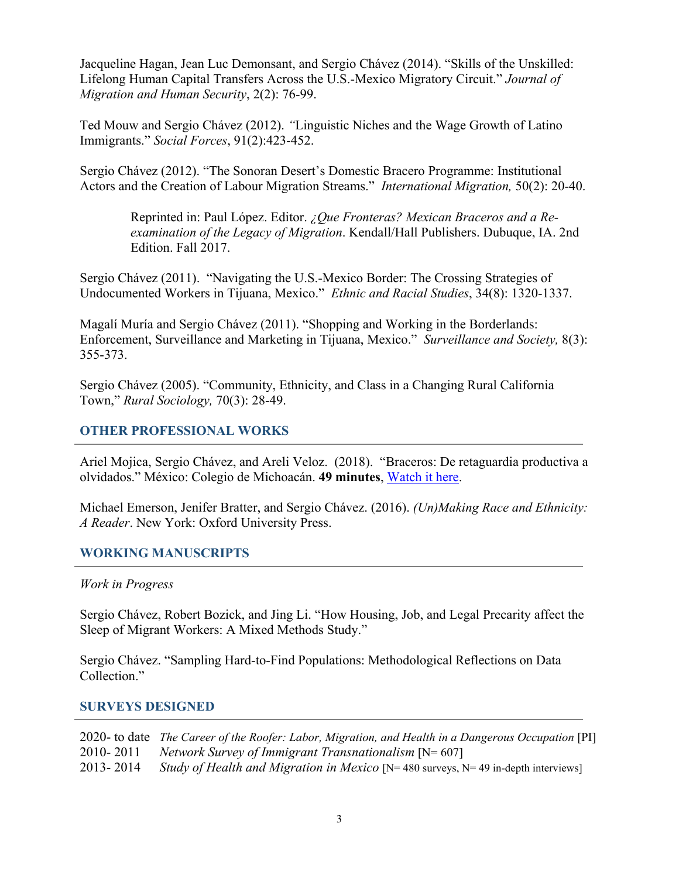Jacqueline Hagan, Jean Luc Demonsant, and Sergio Chávez (2014). "Skills of the Unskilled: Lifelong Human Capital Transfers Across the U.S.-Mexico Migratory Circuit." *Journal of Migration and Human Security*, 2(2): 76-99.

Ted Mouw and Sergio Chávez (2012). "Linguistic Niches and the Wage Growth of Latino Immigrants." *Social Forces*, 91(2):423-452.

Sergio Chávez (2012). "The Sonoran Desert's Domestic Bracero Programme: Institutional Actors and the Creation of Labour Migration Streams." *International Migration,* 50(2): 20-40.

> Reprinted in: Paul López. Editor. *¿Que Fronteras? Mexican Braceros and a Re-examination of the Legacy of Migration*. Kendall/Hall Publishers. Dubuque, IA. 2nd Edition. Fall 2017.

Sergio Chávez (2011). "Navigating the U.S.-Mexico Border: The Crossing Strategies of Undocumented Workers in Tijuana, Mexico." *Ethnic and Racial Studies*, 34(8): 1320-1337.

Magalí Muría and Sergio Chávez (2011). "Shopping and Working in the Borderlands: Enforcement, Surveillance and Marketing in Tijuana, Mexico." *Surveillance and Society,* 8(3): 355-373.

Sergio Chávez (2005). "Community, Ethnicity, and Class in a Changing Rural California Town," *Rural Sociology,* 70(3): 28-49.

## OTHER PROFESSIONAL WORKS

Ariel Mojica, Sergio Chávez, and Areli Veloz. (2018). "Braceros: De retaguardia productiva a olvidados." México: Colegio de Michoacán. **49 minutes**, Watch it here.

Michael Emerson, Jenifer Bratter, and Sergio Chávez. (2016). *(Un)Making Race and Ethnicity: A Reader*. New York: Oxford University Press.

## WORKING MANUSCRIPTS

*Work in Progress*

Sergio Chávez, Robert Bozick, and Jing Li. "How Housing, Job, and Legal Precarity affect the Sleep of Migrant Workers: A Mixed Methods Study."

Sergio Chávez. "Sampling Hard-to-Find Populations: Methodological Reflections on Data Collection."

## SURVEYS DESIGNED

2020- to date *The Career of the Roofer: Labor, Migration, and Health in a Dangerous Occupation* [PI]
2010- 2011 *Network Survey of Immigrant Transnationalism* [N= 607]
2013- 2014 *Study of Health and Migration in Mexico* [N= 480 surveys, N= 49 in-depth interviews]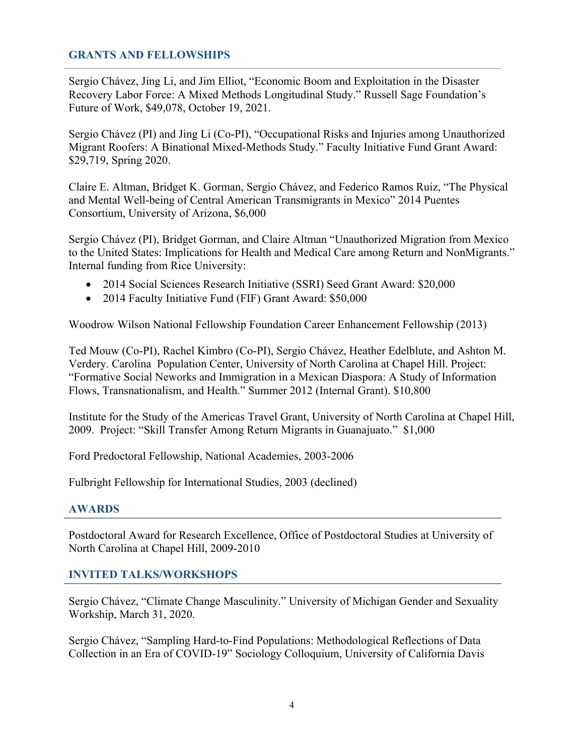## GRANTS AND FELLOWSHIPS

Sergio Chávez, Jing Li, and Jim Elliot, "Economic Boom and Exploitation in the Disaster Recovery Labor Force: A Mixed Methods Longitudinal Study." Russell Sage Foundation's Future of Work, $49,078, October 19, 2021.

Sergio Chávez (PI) and Jing Li (Co-PI), "Occupational Risks and Injuries among Unauthorized Migrant Roofers: A Binational Mixed-Methods Study." Faculty Initiative Fund Grant Award: $29,719, Spring 2020.

Claire E. Altman, Bridget K. Gorman, Sergio Chávez, and Federico Ramos Ruiz, "The Physical and Mental Well-being of Central American Transmigrants in Mexico" 2014 Puentes Consortium, University of Arizona, $6,000

Sergio Chávez (PI), Bridget Gorman, and Claire Altman "Unauthorized Migration from Mexico to the United States: Implications for Health and Medical Care among Return and NonMigrants." Internal funding from Rice University:

- 2014 Social Sciences Research Initiative (SSRI) Seed Grant Award: $20,000
- 2014 Faculty Initiative Fund (FIF) Grant Award: $50,000

Woodrow Wilson National Fellowship Foundation Career Enhancement Fellowship (2013)

Ted Mouw (Co-PI), Rachel Kimbro (Co-PI), Sergio Chávez, Heather Edelblute, and Ashton M. Verdery. Carolina Population Center, University of North Carolina at Chapel Hill. Project: "Formative Social Neworks and Immigration in a Mexican Diaspora: A Study of Information Flows, Transnationalism, and Health." Summer 2012 (Internal Grant). $10,800

Institute for the Study of the Americas Travel Grant, University of North Carolina at Chapel Hill, 2009. Project: "Skill Transfer Among Return Migrants in Guanajuato." $1,000

Ford Predoctoral Fellowship, National Academies, 2003-2006

Fulbright Fellowship for International Studies, 2003 (declined)

## AWARDS

Postdoctoral Award for Research Excellence, Office of Postdoctoral Studies at University of North Carolina at Chapel Hill, 2009-2010

## INVITED TALKS/WORKSHOPS

Sergio Chávez, "Climate Change Masculinity." University of Michigan Gender and Sexuality Workship, March 31, 2020.

Sergio Chávez, "Sampling Hard-to-Find Populations: Methodological Reflections of Data Collection in an Era of COVID-19" Sociology Colloquium, University of California Davis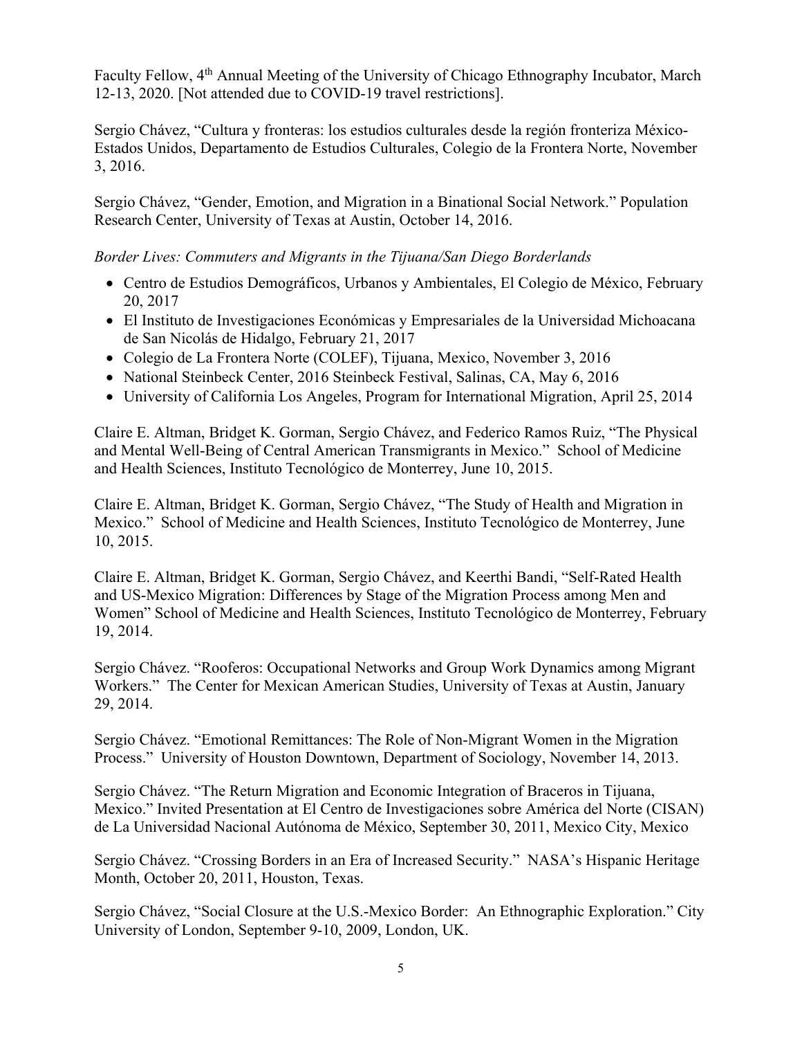Faculty Fellow, 4th Annual Meeting of the University of Chicago Ethnography Incubator, March 12-13, 2020. [Not attended due to COVID-19 travel restrictions].

Sergio Chávez, "Cultura y fronteras: los estudios culturales desde la región fronteriza México-Estados Unidos, Departamento de Estudios Culturales, Colegio de la Frontera Norte, November 3, 2016.

Sergio Chávez, "Gender, Emotion, and Migration in a Binational Social Network." Population Research Center, University of Texas at Austin, October 14, 2016.

*Border Lives: Commuters and Migrants in the Tijuana/San Diego Borderlands*

- Centro de Estudios Demográficos, Urbanos y Ambientales, El Colegio de México, February 20, 2017
- El Instituto de Investigaciones Económicas y Empresariales de la Universidad Michoacana de San Nicolás de Hidalgo, February 21, 2017
- Colegio de La Frontera Norte (COLEF), Tijuana, Mexico, November 3, 2016
- National Steinbeck Center, 2016 Steinbeck Festival, Salinas, CA, May 6, 2016
- University of California Los Angeles, Program for International Migration, April 25, 2014

Claire E. Altman, Bridget K. Gorman, Sergio Chávez, and Federico Ramos Ruiz, "The Physical and Mental Well-Being of Central American Transmigrants in Mexico." School of Medicine and Health Sciences, Instituto Tecnológico de Monterrey, June 10, 2015.

Claire E. Altman, Bridget K. Gorman, Sergio Chávez, "The Study of Health and Migration in Mexico." School of Medicine and Health Sciences, Instituto Tecnológico de Monterrey, June 10, 2015.

Claire E. Altman, Bridget K. Gorman, Sergio Chávez, and Keerthi Bandi, "Self-Rated Health and US-Mexico Migration: Differences by Stage of the Migration Process among Men and Women" School of Medicine and Health Sciences, Instituto Tecnológico de Monterrey, February 19, 2014.

Sergio Chávez. "Rooferos: Occupational Networks and Group Work Dynamics among Migrant Workers." The Center for Mexican American Studies, University of Texas at Austin, January 29, 2014.

Sergio Chávez. "Emotional Remittances: The Role of Non-Migrant Women in the Migration Process." University of Houston Downtown, Department of Sociology, November 14, 2013.

Sergio Chávez. "The Return Migration and Economic Integration of Braceros in Tijuana, Mexico." Invited Presentation at El Centro de Investigaciones sobre América del Norte (CISAN) de La Universidad Nacional Autónoma de México, September 30, 2011, Mexico City, Mexico

Sergio Chávez. "Crossing Borders in an Era of Increased Security." NASA's Hispanic Heritage Month, October 20, 2011, Houston, Texas.

Sergio Chávez, "Social Closure at the U.S.-Mexico Border: An Ethnographic Exploration." City University of London, September 9-10, 2009, London, UK.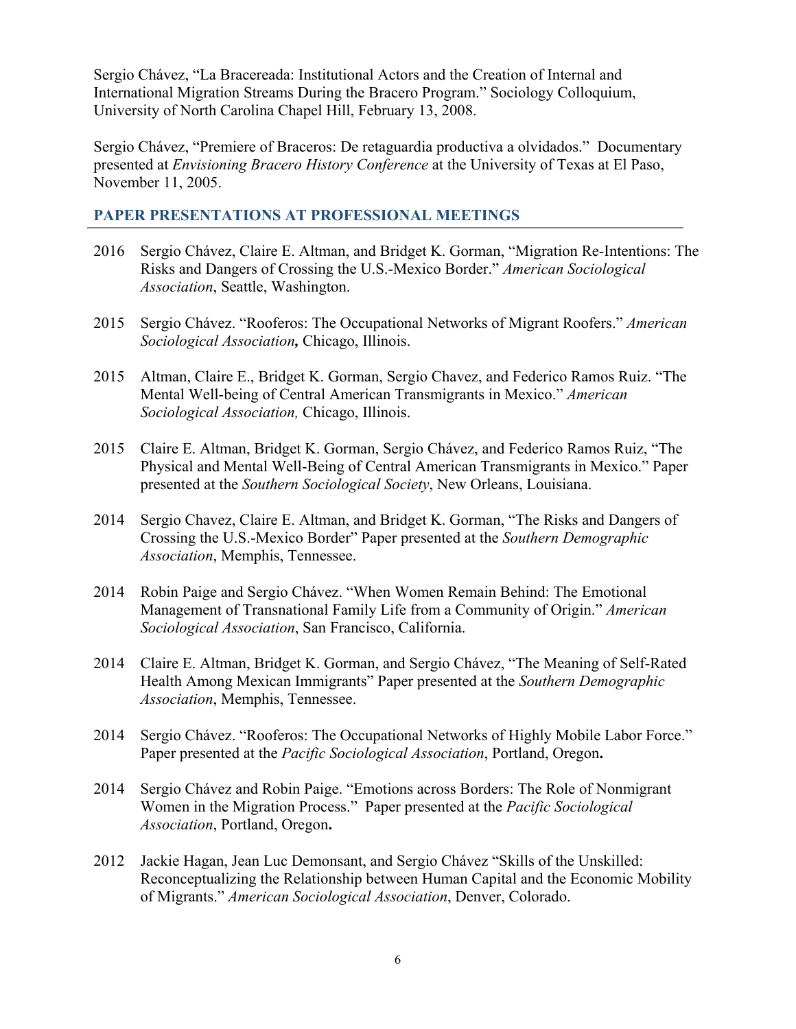Sergio Chávez, "La Bracereada: Institutional Actors and the Creation of Internal and International Migration Streams During the Bracero Program." Sociology Colloquium, University of North Carolina Chapel Hill, February 13, 2008.

Sergio Chávez, "Premiere of Braceros: De retaguardia productiva a olvidados." Documentary presented at *Envisioning Bracero History Conference* at the University of Texas at El Paso, November 11, 2005.

## PAPER PRESENTATIONS AT PROFESSIONAL MEETINGS

2016 Sergio Chávez, Claire E. Altman, and Bridget K. Gorman, "Migration Re-Intentions: The Risks and Dangers of Crossing the U.S.-Mexico Border." *American Sociological Association*, Seattle, Washington.

2015 Sergio Chávez. "Rooferos: The Occupational Networks of Migrant Roofers." *American Sociological Association***,** Chicago, Illinois.

2015 Altman, Claire E., Bridget K. Gorman, Sergio Chavez, and Federico Ramos Ruiz. "The Mental Well-being of Central American Transmigrants in Mexico." *American Sociological Association,* Chicago, Illinois.

2015 Claire E. Altman, Bridget K. Gorman, Sergio Chávez, and Federico Ramos Ruiz, "The Physical and Mental Well-Being of Central American Transmigrants in Mexico." Paper presented at the *Southern Sociological Society*, New Orleans, Louisiana.

2014 Sergio Chavez, Claire E. Altman, and Bridget K. Gorman, "The Risks and Dangers of Crossing the U.S.-Mexico Border" Paper presented at the *Southern Demographic Association*, Memphis, Tennessee.

2014 Robin Paige and Sergio Chávez. "When Women Remain Behind: The Emotional Management of Transnational Family Life from a Community of Origin." *American Sociological Association*, San Francisco, California.

2014 Claire E. Altman, Bridget K. Gorman, and Sergio Chávez, "The Meaning of Self-Rated Health Among Mexican Immigrants" Paper presented at the *Southern Demographic Association*, Memphis, Tennessee.

2014 Sergio Chávez. "Rooferos: The Occupational Networks of Highly Mobile Labor Force." Paper presented at the *Pacific Sociological Association*, Portland, Oregon**.**

2014 Sergio Chávez and Robin Paige. "Emotions across Borders: The Role of Nonmigrant Women in the Migration Process." Paper presented at the *Pacific Sociological Association*, Portland, Oregon**.**

2012 Jackie Hagan, Jean Luc Demonsant, and Sergio Chávez "Skills of the Unskilled: Reconceptualizing the Relationship between Human Capital and the Economic Mobility of Migrants." *American Sociological Association*, Denver, Colorado.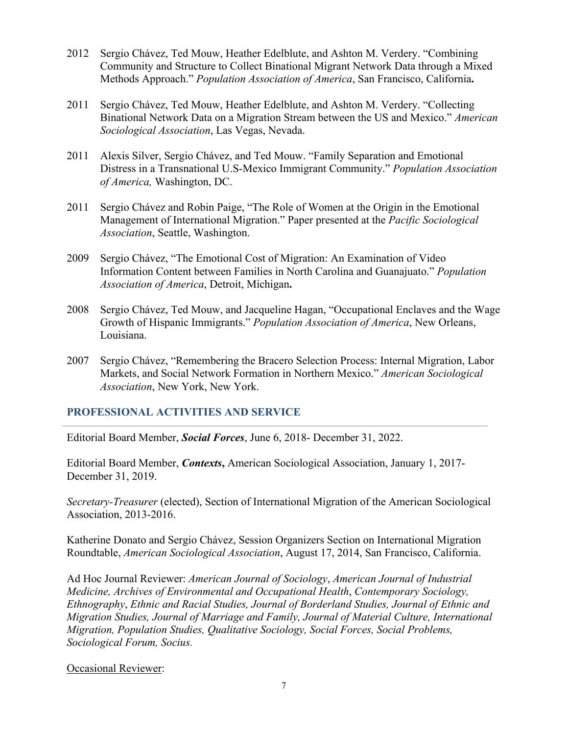2012 Sergio Chávez, Ted Mouw, Heather Edelblute, and Ashton M. Verdery. "Combining Community and Structure to Collect Binational Migrant Network Data through a Mixed Methods Approach." *Population Association of America*, San Francisco, California**.**

2011 Sergio Chávez, Ted Mouw, Heather Edelblute, and Ashton M. Verdery. "Collecting Binational Network Data on a Migration Stream between the US and Mexico." *American Sociological Association*, Las Vegas, Nevada.

2011 Alexis Silver, Sergio Chávez, and Ted Mouw. "Family Separation and Emotional Distress in a Transnational U.S-Mexico Immigrant Community." *Population Association of America,* Washington, DC.

2011 Sergio Chávez and Robin Paige, "The Role of Women at the Origin in the Emotional Management of International Migration." Paper presented at the *Pacific Sociological Association*, Seattle, Washington.

2009 Sergio Chávez, "The Emotional Cost of Migration: An Examination of Video Information Content between Families in North Carolina and Guanajuato." *Population Association of America*, Detroit, Michigan**.**

2008 Sergio Chávez, Ted Mouw, and Jacqueline Hagan, "Occupational Enclaves and the Wage Growth of Hispanic Immigrants." *Population Association of America*, New Orleans, Louisiana.

2007 Sergio Chávez, "Remembering the Bracero Selection Process: Internal Migration, Labor Markets, and Social Network Formation in Northern Mexico." *American Sociological Association*, New York, New York.

## PROFESSIONAL ACTIVITIES AND SERVICE

Editorial Board Member, ***Social Forces***, June 6, 2018- December 31, 2022.

Editorial Board Member, ***Contexts*****,** American Sociological Association, January 1, 2017- December 31, 2019.

*Secretary-Treasurer* (elected), Section of International Migration of the American Sociological Association, 2013-2016.

Katherine Donato and Sergio Chávez, Session Organizers Section on International Migration Roundtable, *American Sociological Association*, August 17, 2014, San Francisco, California.

Ad Hoc Journal Reviewer: *American Journal of Sociology*, *American Journal of Industrial Medicine, Archives of Environmental and Occupational Health*, *Contemporary Sociology, Ethnography*, *Ethnic and Racial Studies, Journal of Borderland Studies, Journal of Ethnic and Migration Studies, Journal of Marriage and Family, Journal of Material Culture, International Migration, Population Studies, Qualitative Sociology, Social Forces, Social Problems, Sociological Forum, Socius.*

<u>Occasional Reviewer</u>: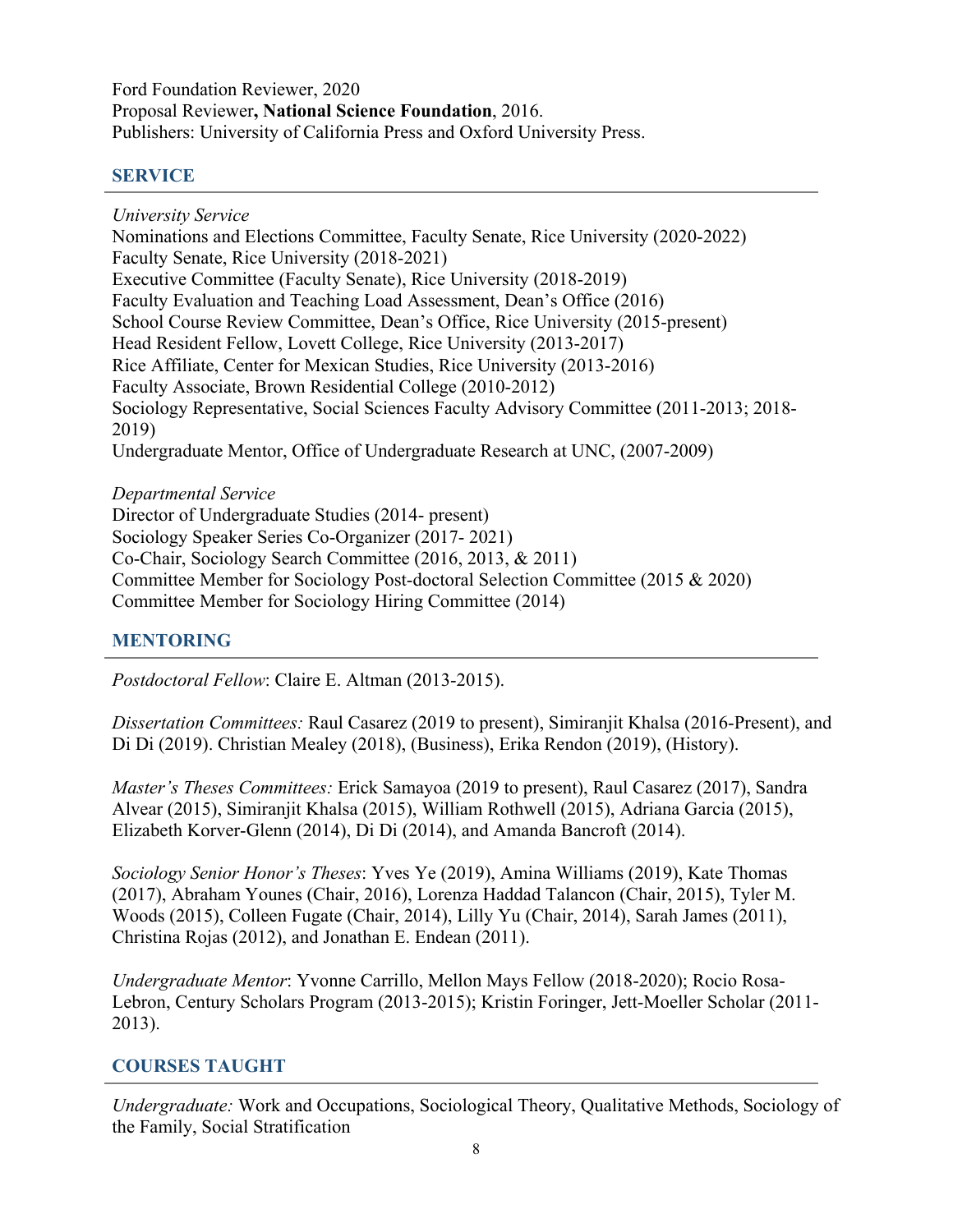Ford Foundation Reviewer, 2020
Proposal Reviewer**, National Science Foundation**, 2016.
Publishers: University of California Press and Oxford University Press.

## SERVICE

*University Service*
Nominations and Elections Committee, Faculty Senate, Rice University (2020-2022)
Faculty Senate, Rice University (2018-2021)
Executive Committee (Faculty Senate), Rice University (2018-2019)
Faculty Evaluation and Teaching Load Assessment, Dean's Office (2016)
School Course Review Committee, Dean's Office, Rice University (2015-present)
Head Resident Fellow, Lovett College, Rice University (2013-2017)
Rice Affiliate, Center for Mexican Studies, Rice University (2013-2016)
Faculty Associate, Brown Residential College (2010-2012)
Sociology Representative, Social Sciences Faculty Advisory Committee (2011-2013; 2018-2019)
Undergraduate Mentor, Office of Undergraduate Research at UNC, (2007-2009)

*Departmental Service*
Director of Undergraduate Studies (2014- present)
Sociology Speaker Series Co-Organizer (2017- 2021)
Co-Chair, Sociology Search Committee (2016, 2013, & 2011)
Committee Member for Sociology Post-doctoral Selection Committee (2015 & 2020)
Committee Member for Sociology Hiring Committee (2014)

## MENTORING

*Postdoctoral Fellow*: Claire E. Altman (2013-2015).

*Dissertation Committees:* Raul Casarez (2019 to present), Simiranjit Khalsa (2016-Present), and Di Di (2019). Christian Mealey (2018), (Business), Erika Rendon (2019), (History).

*Master's Theses Committees:* Erick Samayoa (2019 to present), Raul Casarez (2017), Sandra Alvear (2015), Simiranjit Khalsa (2015), William Rothwell (2015), Adriana Garcia (2015), Elizabeth Korver-Glenn (2014), Di Di (2014), and Amanda Bancroft (2014).

*Sociology Senior Honor's Theses*: Yves Ye (2019), Amina Williams (2019), Kate Thomas (2017), Abraham Younes (Chair, 2016), Lorenza Haddad Talancon (Chair, 2015), Tyler M. Woods (2015), Colleen Fugate (Chair, 2014), Lilly Yu (Chair, 2014), Sarah James (2011), Christina Rojas (2012), and Jonathan E. Endean (2011).

*Undergraduate Mentor*: Yvonne Carrillo, Mellon Mays Fellow (2018-2020); Rocio Rosa-Lebron, Century Scholars Program (2013-2015); Kristin Foringer, Jett-Moeller Scholar (2011-2013).

## COURSES TAUGHT

*Undergraduate:* Work and Occupations, Sociological Theory, Qualitative Methods, Sociology of the Family, Social Stratification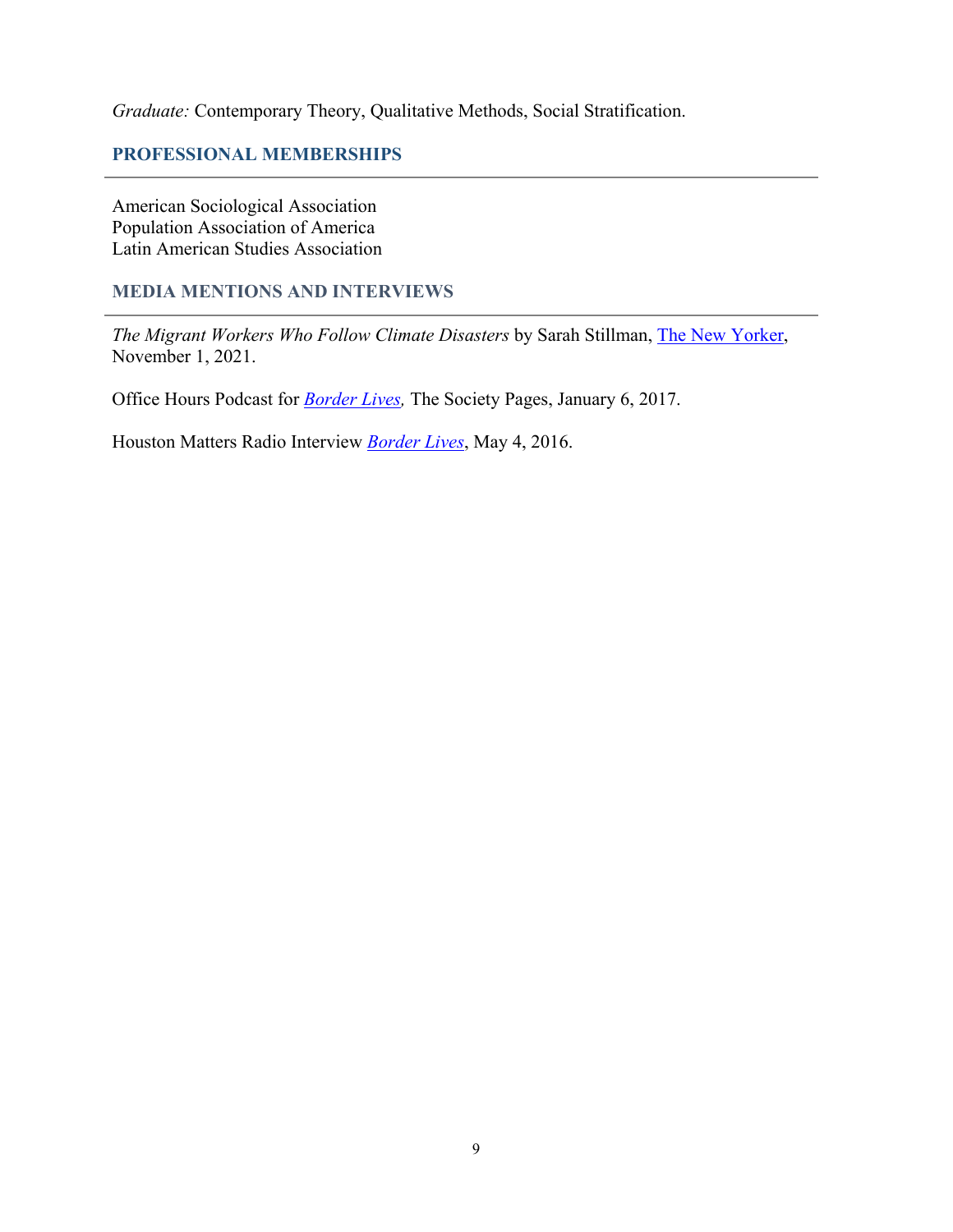*Graduate:* Contemporary Theory, Qualitative Methods, Social Stratification.

## PROFESSIONAL MEMBERSHIPS

American Sociological Association
Population Association of America
Latin American Studies Association

## MEDIA MENTIONS AND INTERVIEWS

*The Migrant Workers Who Follow Climate Disasters* by Sarah Stillman, The New Yorker, November 1, 2021.

Office Hours Podcast for *Border Lives,* The Society Pages, January 6, 2017.

Houston Matters Radio Interview *Border Lives*, May 4, 2016.